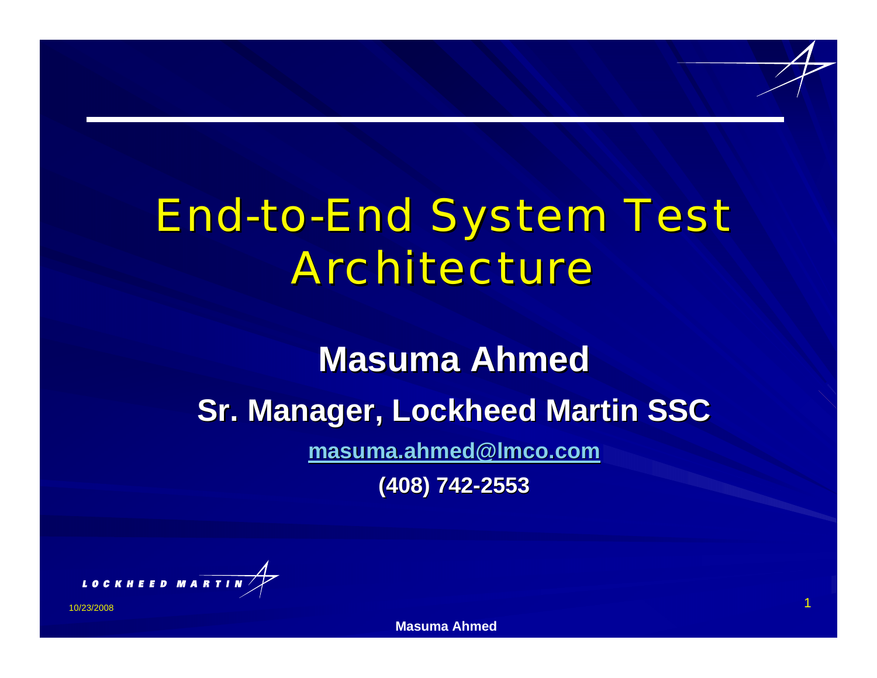# End-to-End System Test Architecture

**Masuma Ahmed**

**Sr. Manager, Lockheed Martin SSC**

**masuma.ahmed@lmco.com**

**(408) 742-2553**

LOCKHEED MARTIN

10/23/2008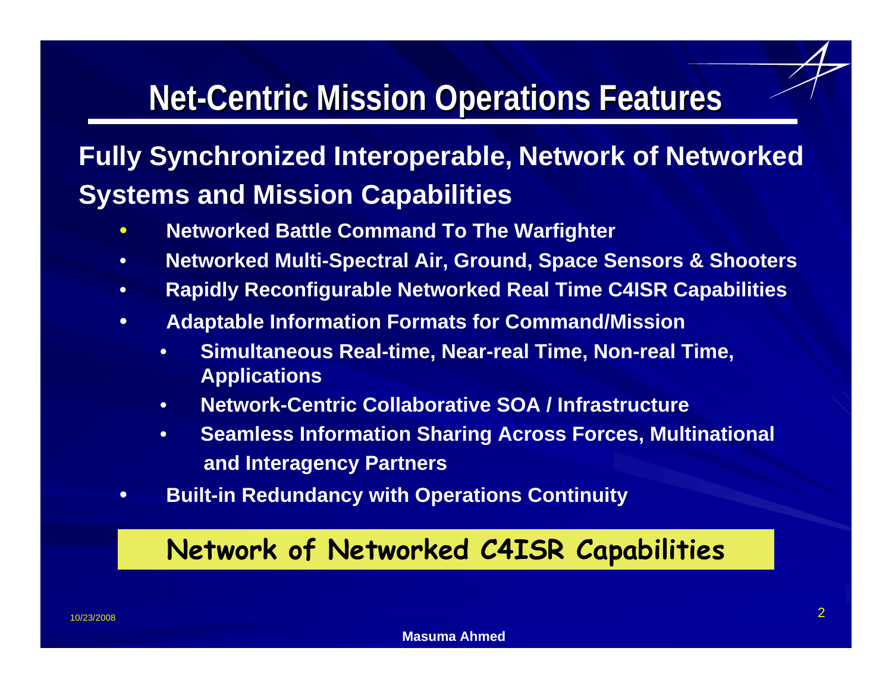# Net-Centric Mission Operations Features

## Fully Synchronized Interoperable, Network of Networked Systems and Mission Capabilities

- Networked Battle Command To The Warfighter
- Networked Multi-Spectral Air, Ground, Space Sensors & Shooters
- Rapidly Reconfigurable Networked Real Time C4ISR Capabilities
- Adaptable Information Formats for Command/Mission
  - Simultaneous Real-time, Near-real Time, Non-real Time, Applications
  - Network-Centric Collaborative SOA / Infrastructure
  - Seamless Information Sharing Across Forces, Multinational and Interagency Partners
- Built-in Redundancy with Operations Continuity

**Network of Networked C4ISR Capabilities**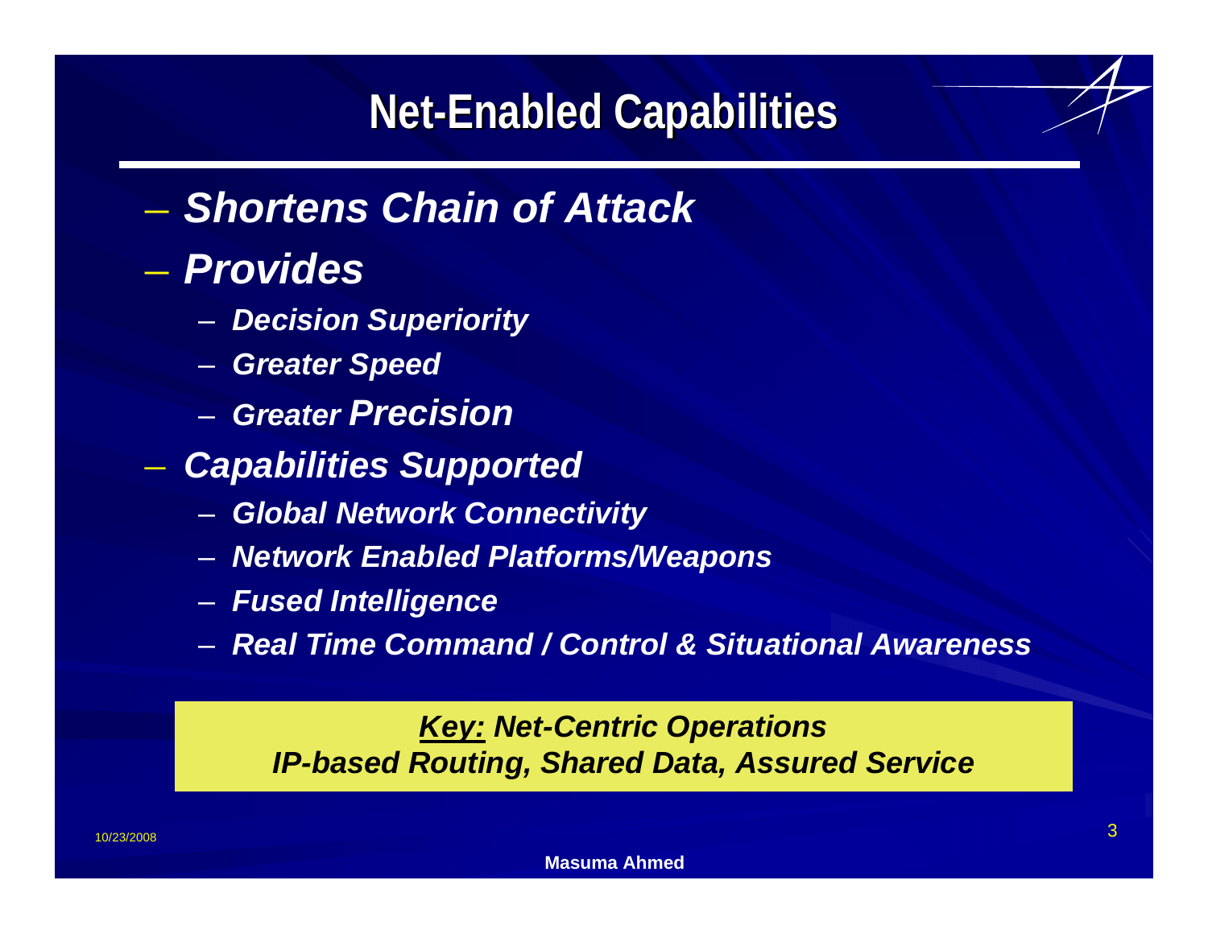# Net-Enabled Capabilities

- ***Shortens Chain of Attack***
- ***Provides***
  - ***Decision Superiority***
  - ***Greater Speed***
  - ***Greater Precision***
- ***Capabilities Supported***
  - ***Global Network Connectivity***
  - ***Network Enabled Platforms/Weapons***
  - ***Fused Intelligence***
  - ***Real Time Command / Control & Situational Awareness***

***Key:* Net-Centric Operations**
***IP-based Routing, Shared Data, Assured Service***

10/23/2008

**Masuma Ahmed**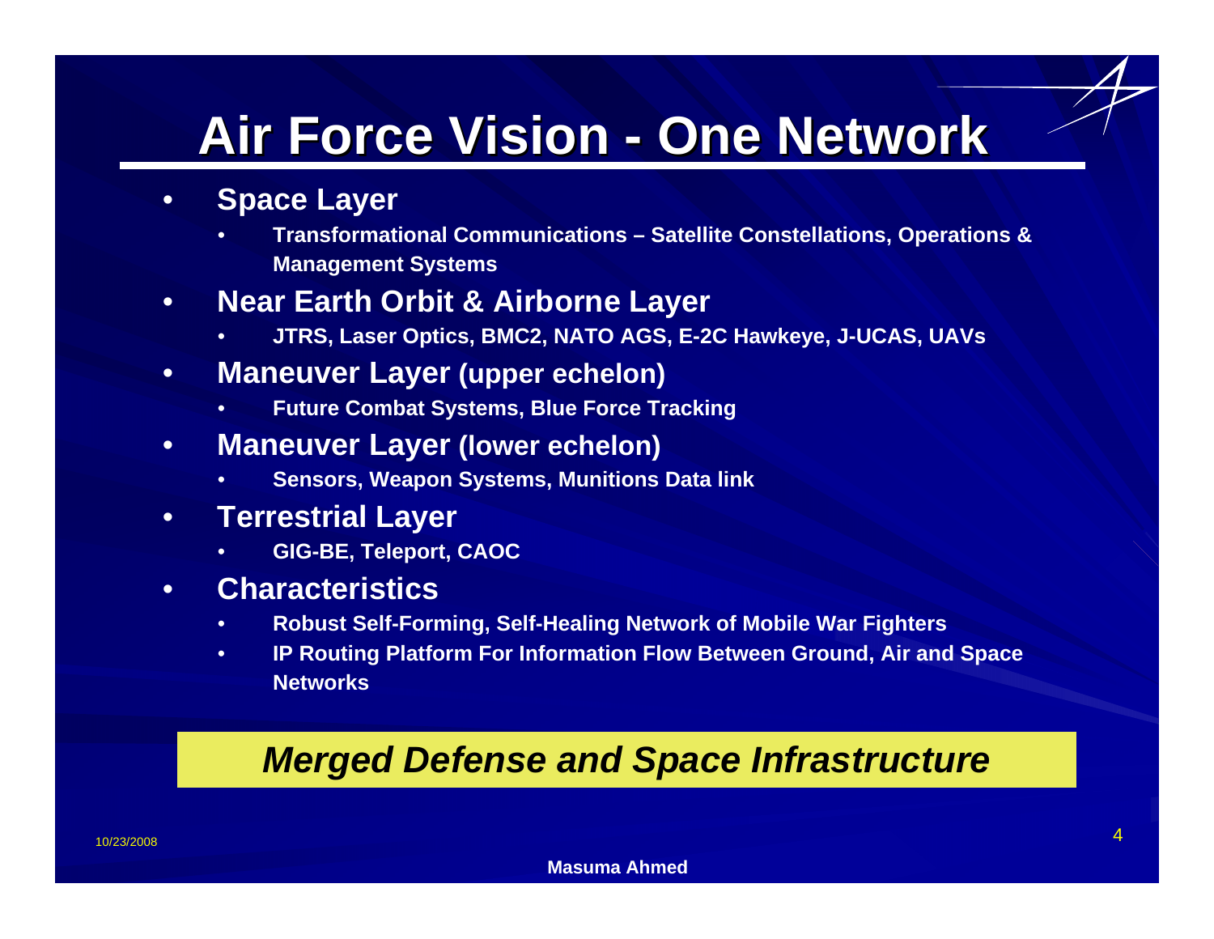# Air Force Vision - One Network

- **Space Layer**
  - **Transformational Communications – Satellite Constellations, Operations & Management Systems**
- **Near Earth Orbit & Airborne Layer**
  - **JTRS, Laser Optics, BMC2, NATO AGS, E-2C Hawkeye, J-UCAS, UAVs**
- **Maneuver Layer (upper echelon)**
  - **Future Combat Systems, Blue Force Tracking**
- **Maneuver Layer (lower echelon)**
  - **Sensors, Weapon Systems, Munitions Data link**
- **Terrestrial Layer**
  - **GIG-BE, Teleport, CAOC**
- **Characteristics**
  - **Robust Self-Forming, Self-Healing Network of Mobile War Fighters**
  - **IP Routing Platform For Information Flow Between Ground, Air and Space Networks**

***Merged Defense and Space Infrastructure***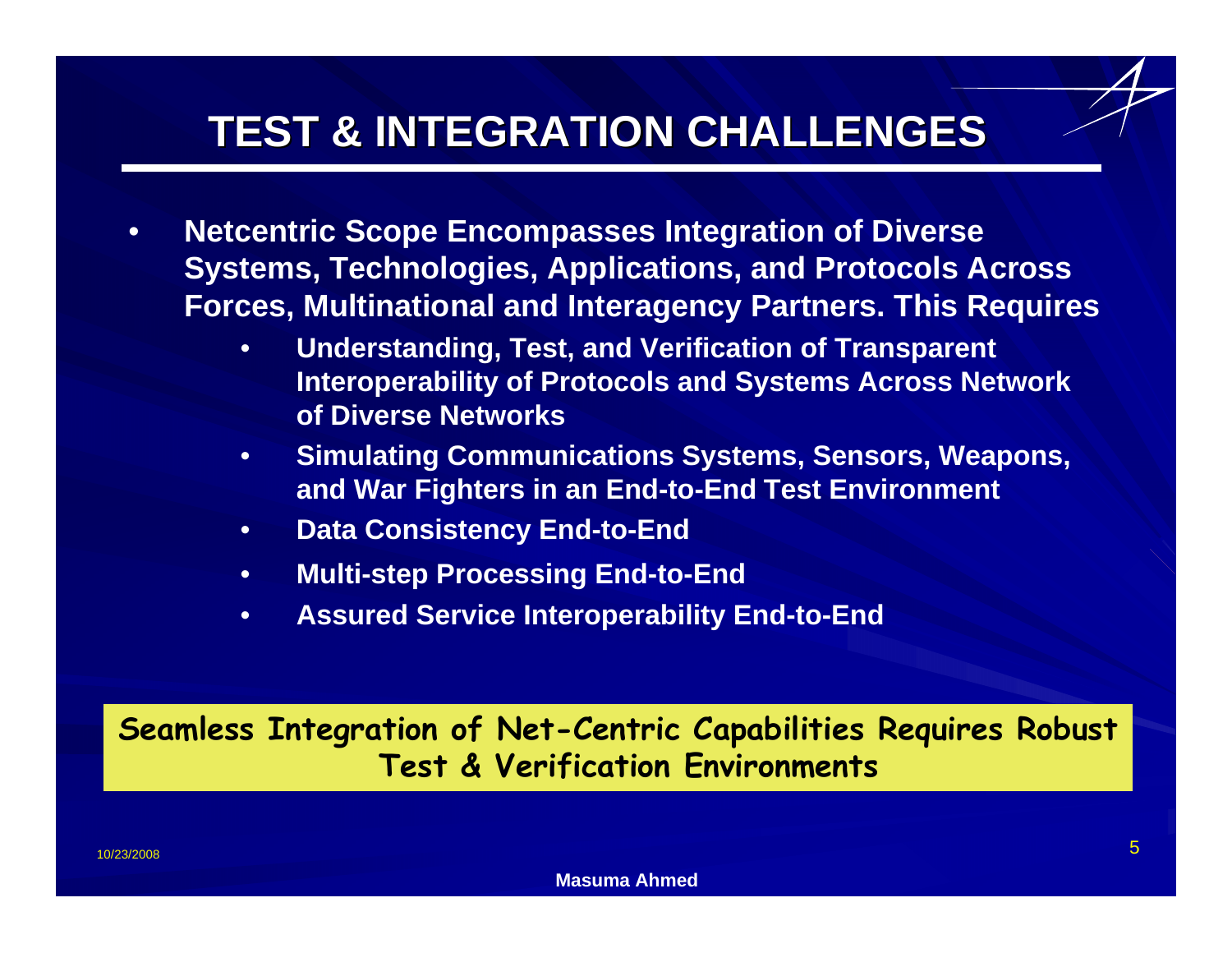# TEST & INTEGRATION CHALLENGES

- **Netcentric Scope Encompasses Integration of Diverse Systems, Technologies, Applications, and Protocols Across Forces, Multinational and Interagency Partners. This Requires**
  - **Understanding, Test, and Verification of Transparent Interoperability of Protocols and Systems Across Network of Diverse Networks**
  - **Simulating Communications Systems, Sensors, Weapons, and War Fighters in an End-to-End Test Environment**
  - **Data Consistency End-to-End**
  - **Multi-step Processing End-to-End**
  - **Assured Service Interoperability End-to-End**

**Seamless Integration of Net-Centric Capabilities Requires Robust Test & Verification Environments**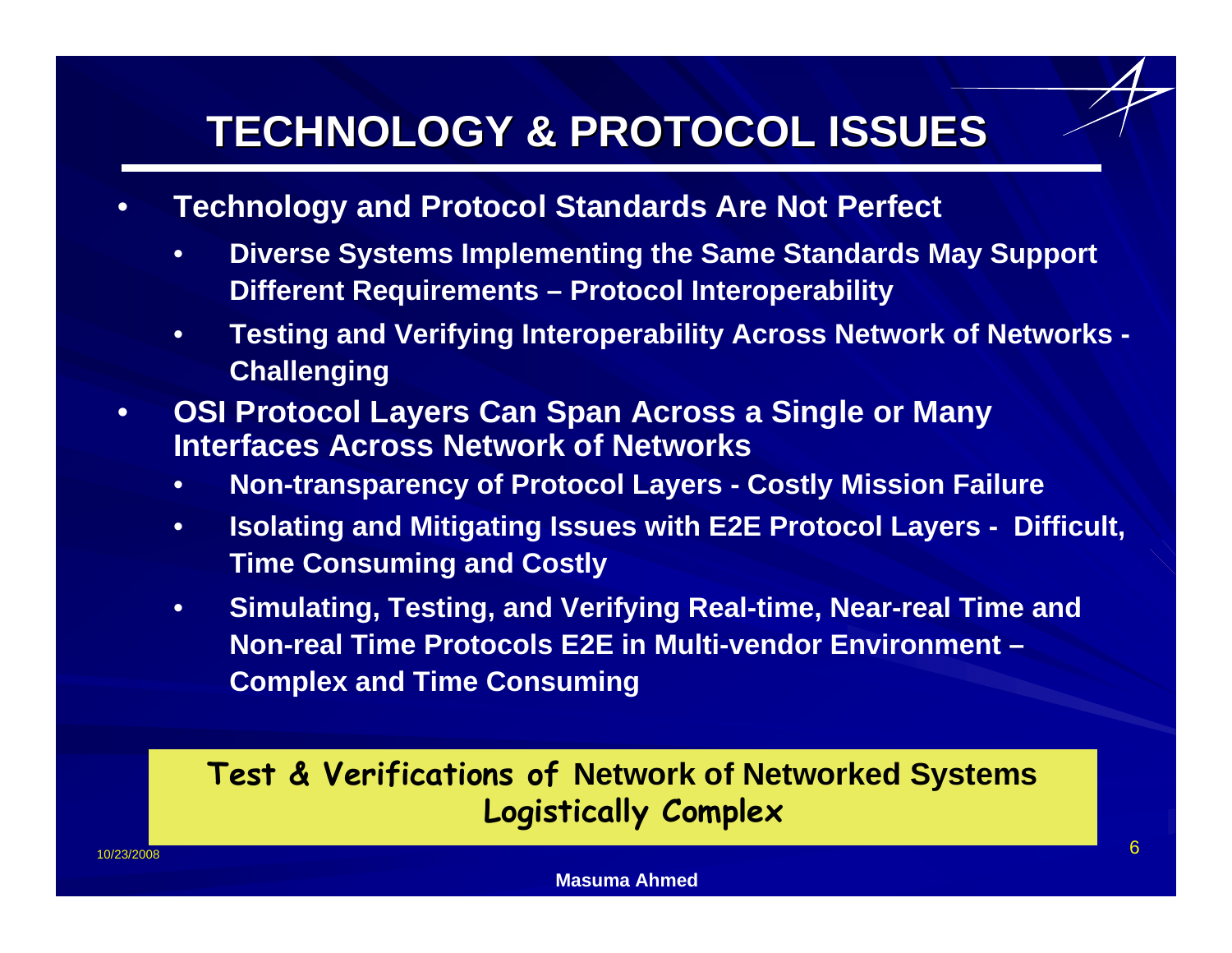# TECHNOLOGY & PROTOCOL ISSUES

- **Technology and Protocol Standards Are Not Perfect**
  - **Diverse Systems Implementing the Same Standards May Support Different Requirements – Protocol Interoperability**
  - **Testing and Verifying Interoperability Across Network of Networks - Challenging**
- **OSI Protocol Layers Can Span Across a Single or Many Interfaces Across Network of Networks**
  - **Non-transparency of Protocol Layers - Costly Mission Failure**
  - **Isolating and Mitigating Issues with E2E Protocol Layers - Difficult, Time Consuming and Costly**
  - **Simulating, Testing, and Verifying Real-time, Near-real Time and Non-real Time Protocols E2E in Multi-vendor Environment – Complex and Time Consuming**

**Test & Verifications of Network of Networked Systems Logistically Complex**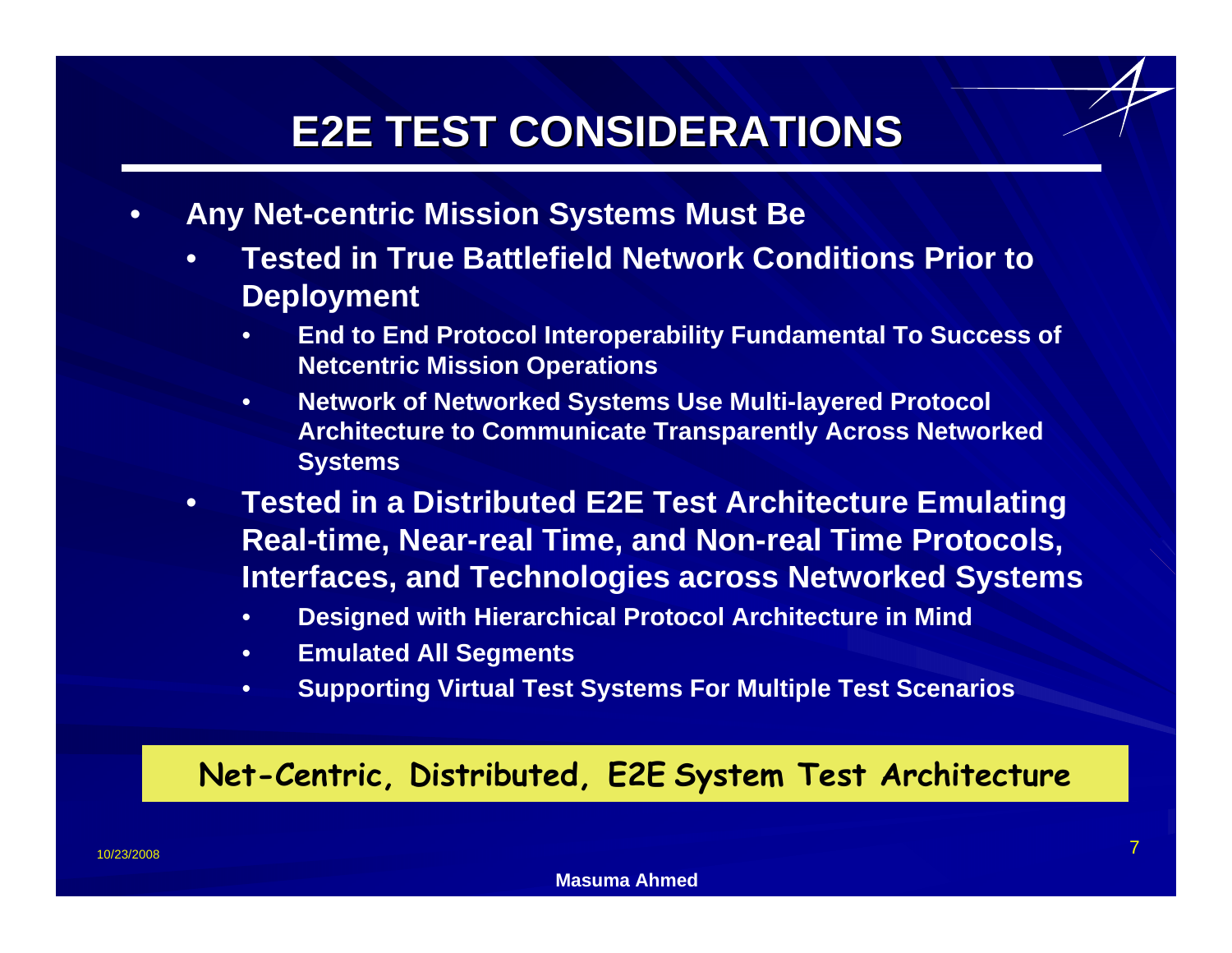# E2E TEST CONSIDERATIONS

- **Any Net-centric Mission Systems Must Be**
  - **Tested in True Battlefield Network Conditions Prior to Deployment**
    - **End to End Protocol Interoperability Fundamental To Success of Netcentric Mission Operations**
    - **Network of Networked Systems Use Multi-layered Protocol Architecture to Communicate Transparently Across Networked Systems**
  - **Tested in a Distributed E2E Test Architecture Emulating Real-time, Near-real Time, and Non-real Time Protocols, Interfaces, and Technologies across Networked Systems**
    - **Designed with Hierarchical Protocol Architecture in Mind**
    - **Emulated All Segments**
    - **Supporting Virtual Test Systems For Multiple Test Scenarios**

**Net-Centric, Distributed, E2E System Test Architecture**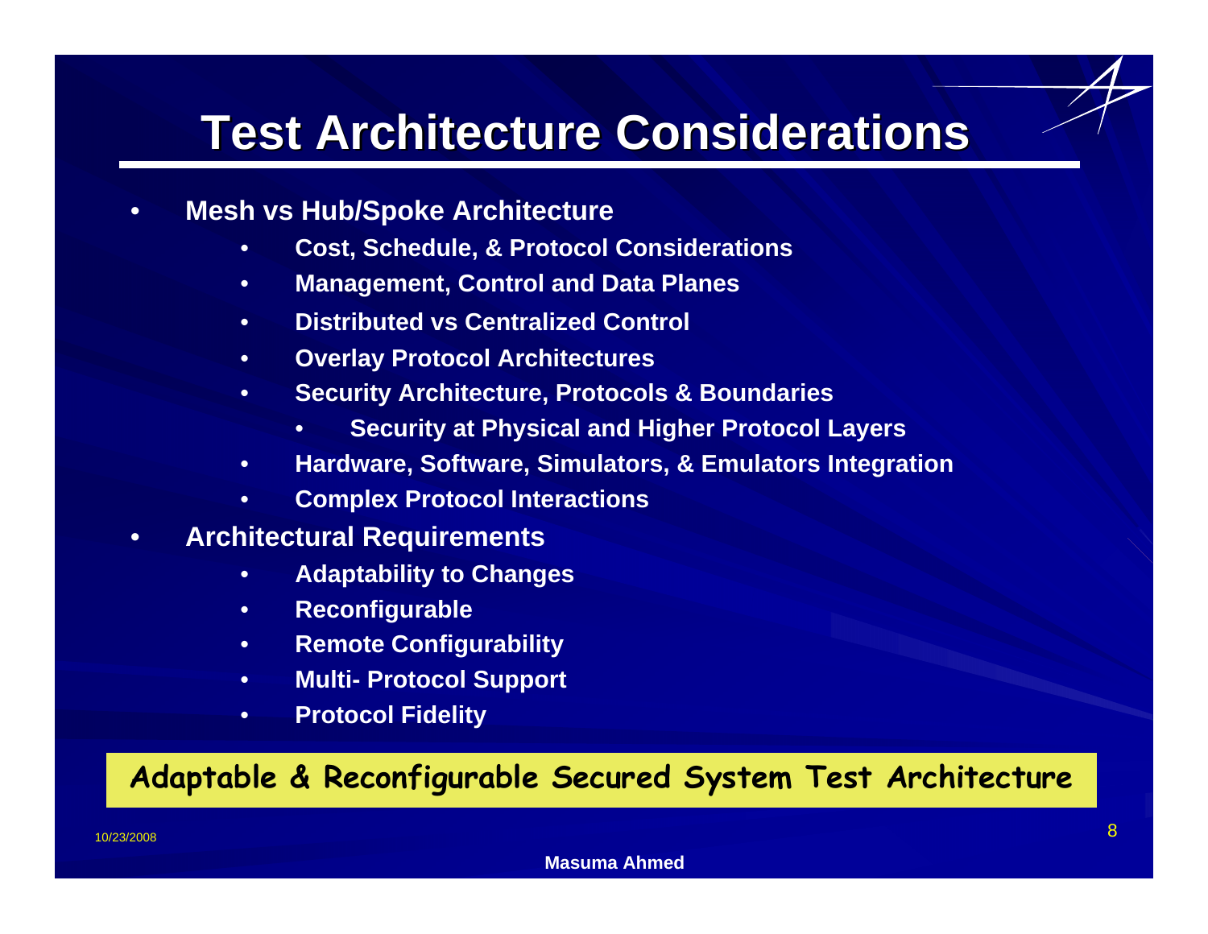# Test Architecture Considerations

- **Mesh vs Hub/Spoke Architecture**
  - **Cost, Schedule, & Protocol Considerations**
  - **Management, Control and Data Planes**
  - **Distributed vs Centralized Control**
  - **Overlay Protocol Architectures**
  - **Security Architecture, Protocols & Boundaries**
    - **Security at Physical and Higher Protocol Layers**
  - **Hardware, Software, Simulators, & Emulators Integration**
  - **Complex Protocol Interactions**
- **Architectural Requirements**
  - **Adaptability to Changes**
  - **Reconfigurable**
  - **Remote Configurability**
  - **Multi- Protocol Support**
  - **Protocol Fidelity**

**Adaptable & Reconfigurable Secured System Test Architecture**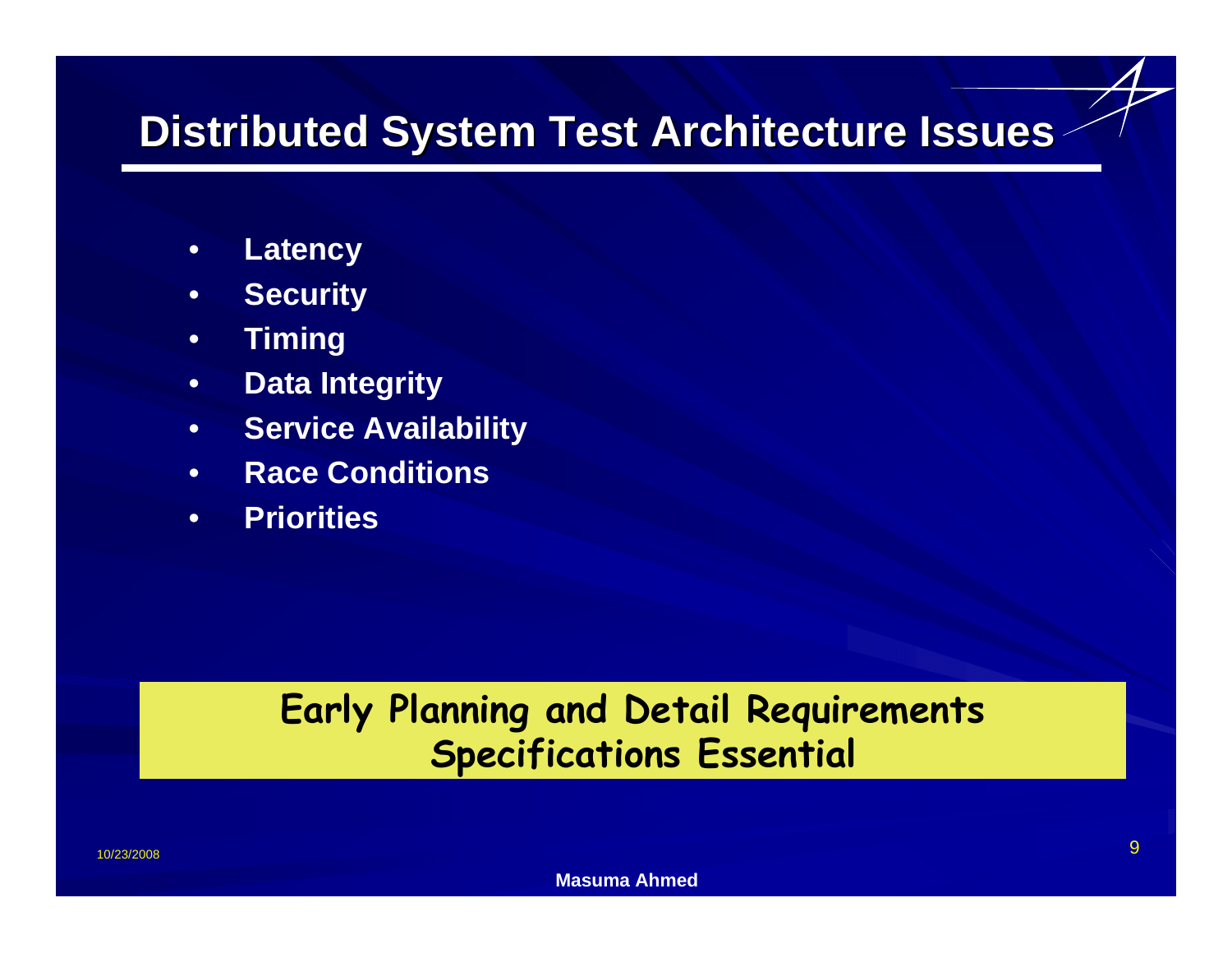# Distributed System Test Architecture Issues

- **Latency**
- **Security**
- **Timing**
- **Data Integrity**
- **Service Availability**
- **Race Conditions**
- **Priorities**

**Early Planning and Detail Requirements Specifications Essential**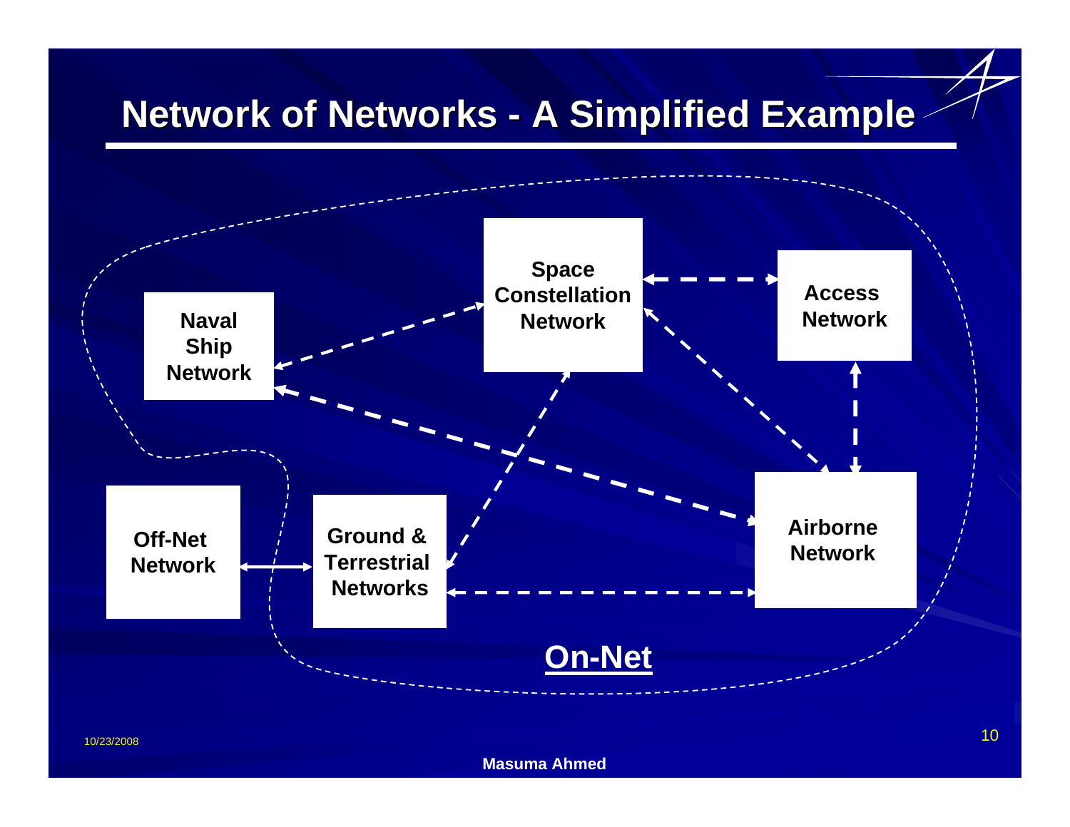# Network of Networks - A Simplified Example

Naval Ship Network

Space Constellation Network

Access Network

Off-Net Network

Ground & Terrestrial Networks

Airborne Network

**On-Net**

10/23/2008

Masuma Ahmed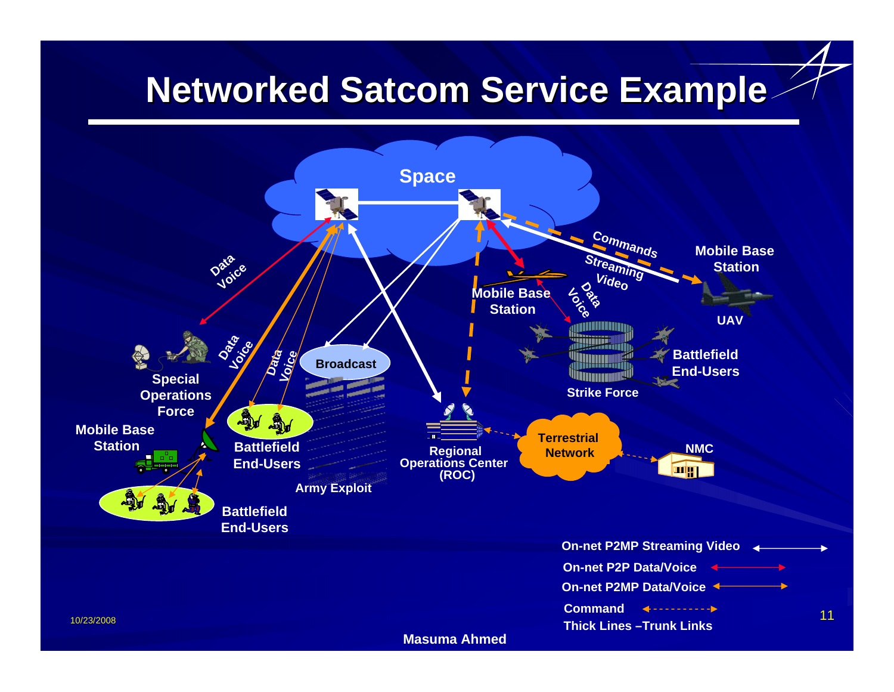# Networked Satcom Service Example

Space

Data Voice

Data Voice

Data Voice

Broadcast

Commands

Streaming Video

Mobile Base Station

Data Voice

Mobile Base Station

UAV

Special Operations Force

Mobile Base Station

Battlefield End-Users

Army Exploit

Battlefield End-Users

Regional Operations Center (ROC)

Strike Force

Battlefield End-Users

Terrestrial Network

NMC

- On-net P2MP Streaming Video
- On-net P2P Data/Voice
- On-net P2MP Data/Voice
- Command
- Thick Lines – Trunk Links

10/23/2008

Masuma Ahmed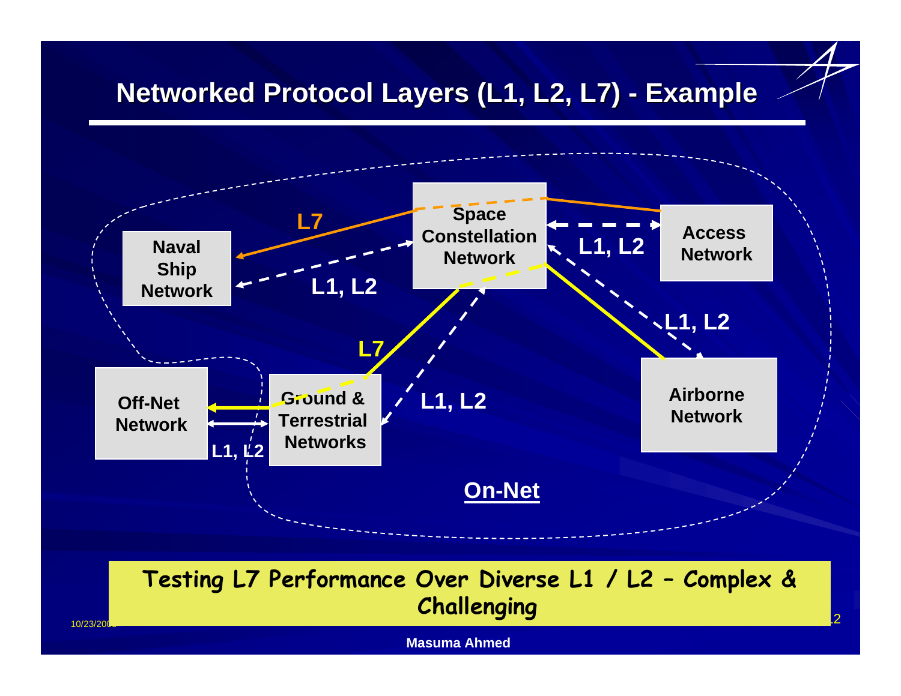# Networked Protocol Layers (L1, L2, L7) - Example

Naval Ship Network

Space Constellation Network

Access Network

Off-Net Network

Ground & Terrestrial Networks

Airborne Network

L7

L1, L2

L1, L2

L7

L1, L2

L1, L2

L1, L2

On-Net

**Testing L7 Performance Over Diverse L1 / L2 – Complex & Challenging**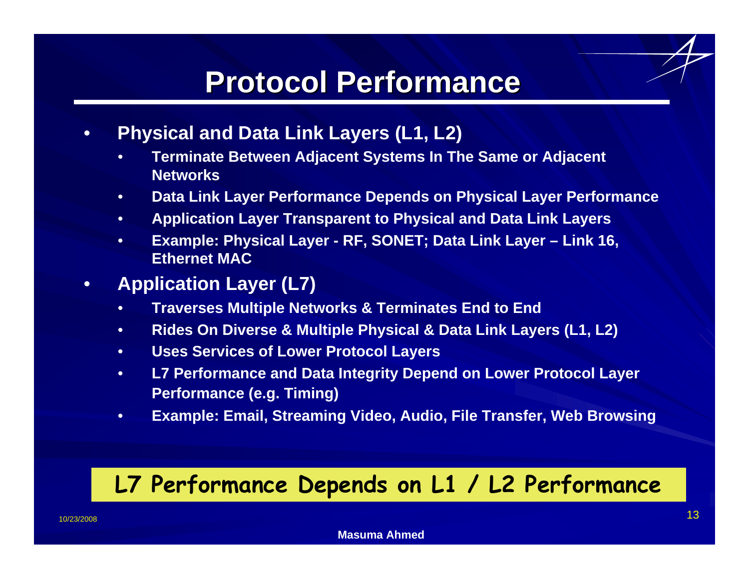# Protocol Performance

- **Physical and Data Link Layers (L1, L2)**
  - **Terminate Between Adjacent Systems In The Same or Adjacent Networks**
  - **Data Link Layer Performance Depends on Physical Layer Performance**
  - **Application Layer Transparent to Physical and Data Link Layers**
  - **Example: Physical Layer - RF, SONET; Data Link Layer – Link 16, Ethernet MAC**
- **Application Layer (L7)**
  - **Traverses Multiple Networks & Terminates End to End**
  - **Rides On Diverse & Multiple Physical & Data Link Layers (L1, L2)**
  - **Uses Services of Lower Protocol Layers**
  - **L7 Performance and Data Integrity Depend on Lower Protocol Layer Performance (e.g. Timing)**
  - **Example: Email, Streaming Video, Audio, File Transfer, Web Browsing**

**L7 Performance Depends on L1 / L2 Performance**

10/23/2008

**Masuma Ahmed**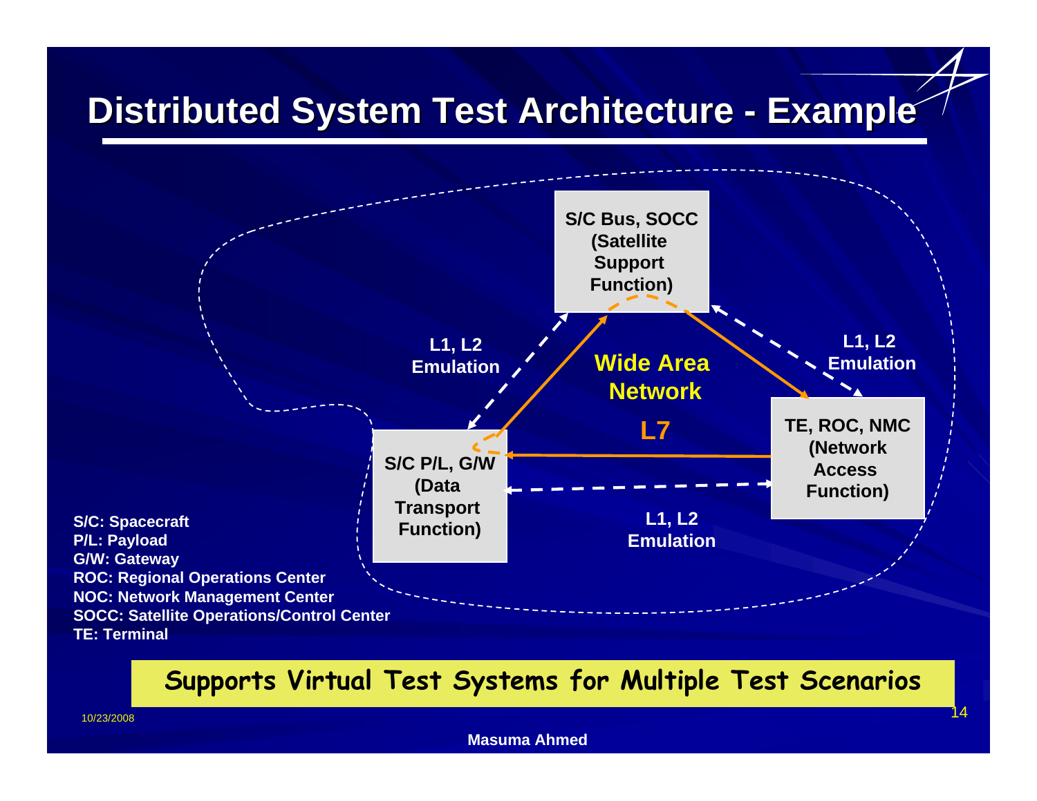# Distributed System Test Architecture - Example

S/C Bus, SOCC (Satellite Support Function)

L1, L2 Emulation

Wide Area Network

L7

L1, L2 Emulation

S/C P/L, G/W (Data Transport Function)

TE, ROC, NMC (Network Access Function)

L1, L2 Emulation

**S/C: Spacecraft**
**P/L: Payload**
**G/W: Gateway**
**ROC: Regional Operations Center**
**NOC: Network Management Center**
**SOCC: Satellite Operations/Control Center**
**TE: Terminal**

**Supports Virtual Test Systems for Multiple Test Scenarios**

10/23/2008

Masuma Ahmed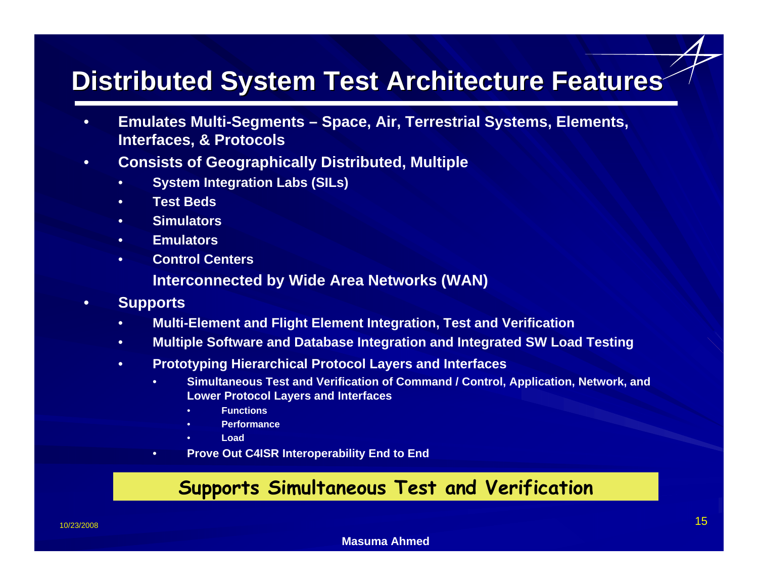# Distributed System Test Architecture Features

- Emulates Multi-Segments – Space, Air, Terrestrial Systems, Elements, Interfaces, & Protocols
- Consists of Geographically Distributed, Multiple
  - System Integration Labs (SILs)
  - Test Beds
  - Simulators
  - Emulators
  - Control Centers

  Interconnected by Wide Area Networks (WAN)
- Supports
  - Multi-Element and Flight Element Integration, Test and Verification
  - Multiple Software and Database Integration and Integrated SW Load Testing
  - Prototyping Hierarchical Protocol Layers and Interfaces
    - Simultaneous Test and Verification of Command / Control, Application, Network, and Lower Protocol Layers and Interfaces
      - Functions
      - Performance
      - Load
    - Prove Out C4ISR Interoperability End to End

**Supports Simultaneous Test and Verification**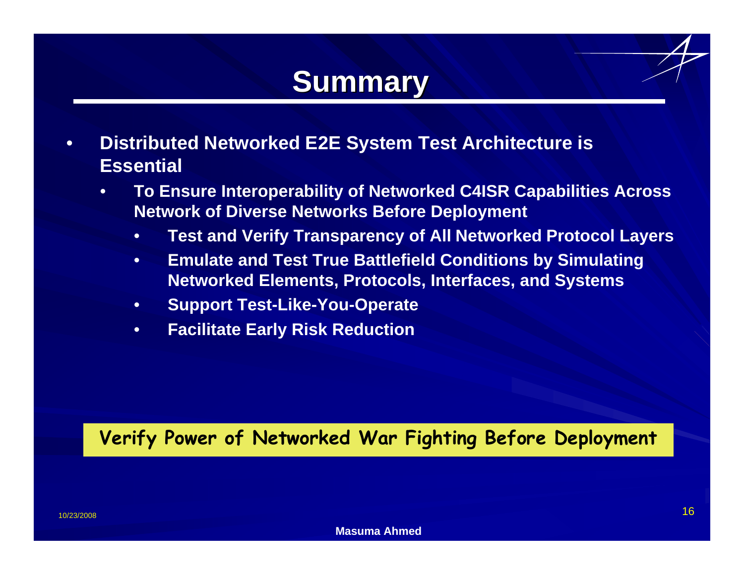# Summary

- **Distributed Networked E2E System Test Architecture is Essential**
  - **To Ensure Interoperability of Networked C4ISR Capabilities Across Network of Diverse Networks Before Deployment**
    - **Test and Verify Transparency of All Networked Protocol Layers**
    - **Emulate and Test True Battlefield Conditions by Simulating Networked Elements, Protocols, Interfaces, and Systems**
    - **Support Test-Like-You-Operate**
    - **Facilitate Early Risk Reduction**

**Verify Power of Networked War Fighting Before Deployment**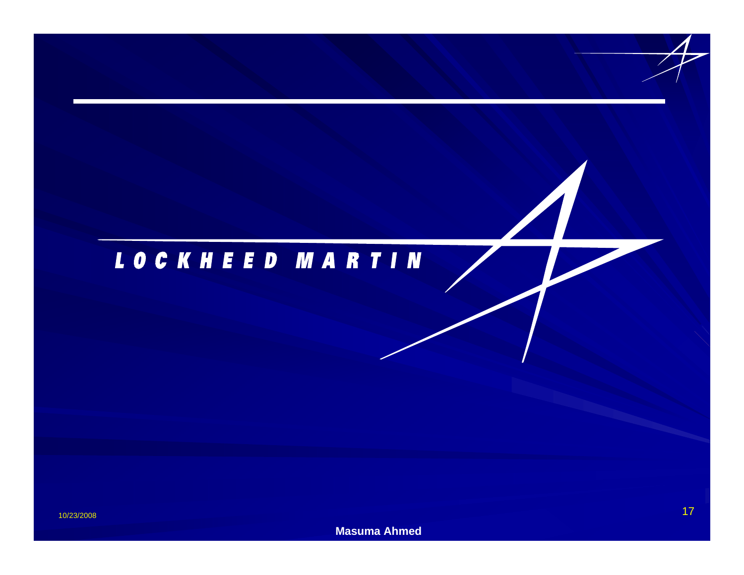LOCKHEED MARTIN